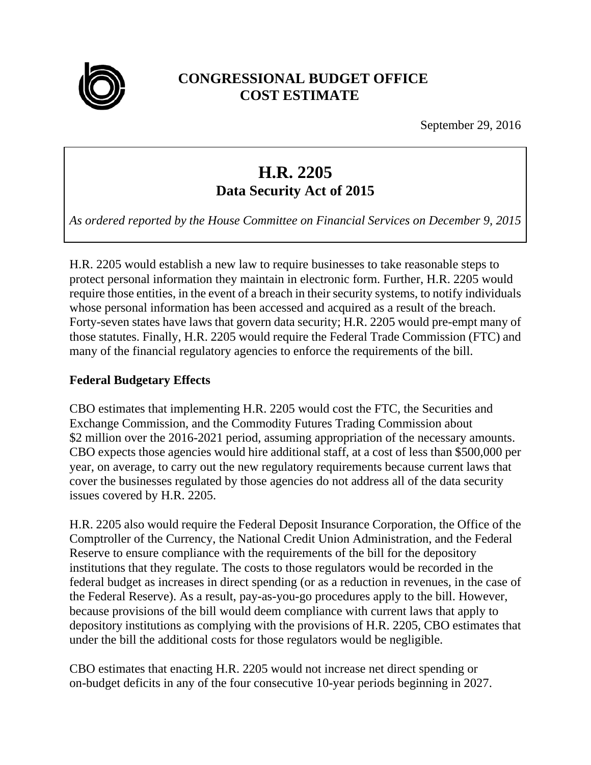**CONGRESSIONAL BUDGET OFFICE**
**COST ESTIMATE**

September 29, 2016

# H.R. 2205
## Data Security Act of 2015

*As ordered reported by the House Committee on Financial Services on December 9, 2015*

H.R. 2205 would establish a new law to require businesses to take reasonable steps to protect personal information they maintain in electronic form. Further, H.R. 2205 would require those entities, in the event of a breach in their security systems, to notify individuals whose personal information has been accessed and acquired as a result of the breach. Forty-seven states have laws that govern data security; H.R. 2205 would pre-empt many of those statutes. Finally, H.R. 2205 would require the Federal Trade Commission (FTC) and many of the financial regulatory agencies to enforce the requirements of the bill.

### Federal Budgetary Effects

CBO estimates that implementing H.R. 2205 would cost the FTC, the Securities and Exchange Commission, and the Commodity Futures Trading Commission about $2 million over the 2016-2021 period, assuming appropriation of the necessary amounts. CBO expects those agencies would hire additional staff, at a cost of less than $500,000 per year, on average, to carry out the new regulatory requirements because current laws that cover the businesses regulated by those agencies do not address all of the data security issues covered by H.R. 2205.

H.R. 2205 also would require the Federal Deposit Insurance Corporation, the Office of the Comptroller of the Currency, the National Credit Union Administration, and the Federal Reserve to ensure compliance with the requirements of the bill for the depository institutions that they regulate. The costs to those regulators would be recorded in the federal budget as increases in direct spending (or as a reduction in revenues, in the case of the Federal Reserve). As a result, pay-as-you-go procedures apply to the bill. However, because provisions of the bill would deem compliance with current laws that apply to depository institutions as complying with the provisions of H.R. 2205, CBO estimates that under the bill the additional costs for those regulators would be negligible.

CBO estimates that enacting H.R. 2205 would not increase net direct spending or on-budget deficits in any of the four consecutive 10-year periods beginning in 2027.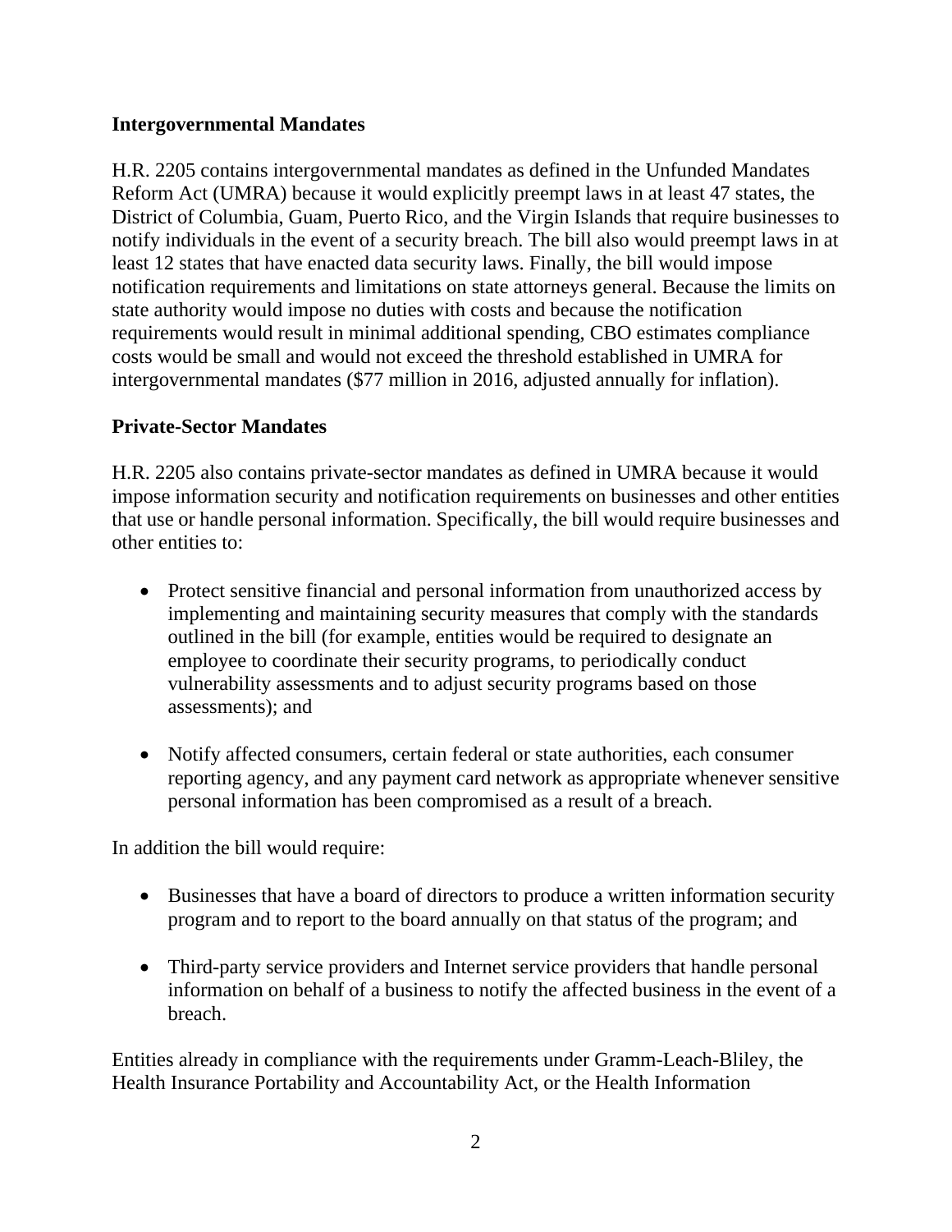## Intergovernmental Mandates

H.R. 2205 contains intergovernmental mandates as defined in the Unfunded Mandates Reform Act (UMRA) because it would explicitly preempt laws in at least 47 states, the District of Columbia, Guam, Puerto Rico, and the Virgin Islands that require businesses to notify individuals in the event of a security breach. The bill also would preempt laws in at least 12 states that have enacted data security laws. Finally, the bill would impose notification requirements and limitations on state attorneys general. Because the limits on state authority would impose no duties with costs and because the notification requirements would result in minimal additional spending, CBO estimates compliance costs would be small and would not exceed the threshold established in UMRA for intergovernmental mandates ($77 million in 2016, adjusted annually for inflation).

## Private-Sector Mandates

H.R. 2205 also contains private-sector mandates as defined in UMRA because it would impose information security and notification requirements on businesses and other entities that use or handle personal information. Specifically, the bill would require businesses and other entities to:

- Protect sensitive financial and personal information from unauthorized access by implementing and maintaining security measures that comply with the standards outlined in the bill (for example, entities would be required to designate an employee to coordinate their security programs, to periodically conduct vulnerability assessments and to adjust security programs based on those assessments); and

- Notify affected consumers, certain federal or state authorities, each consumer reporting agency, and any payment card network as appropriate whenever sensitive personal information has been compromised as a result of a breach.

In addition the bill would require:

- Businesses that have a board of directors to produce a written information security program and to report to the board annually on that status of the program; and

- Third-party service providers and Internet service providers that handle personal information on behalf of a business to notify the affected business in the event of a breach.

Entities already in compliance with the requirements under Gramm-Leach-Bliley, the Health Insurance Portability and Accountability Act, or the Health Information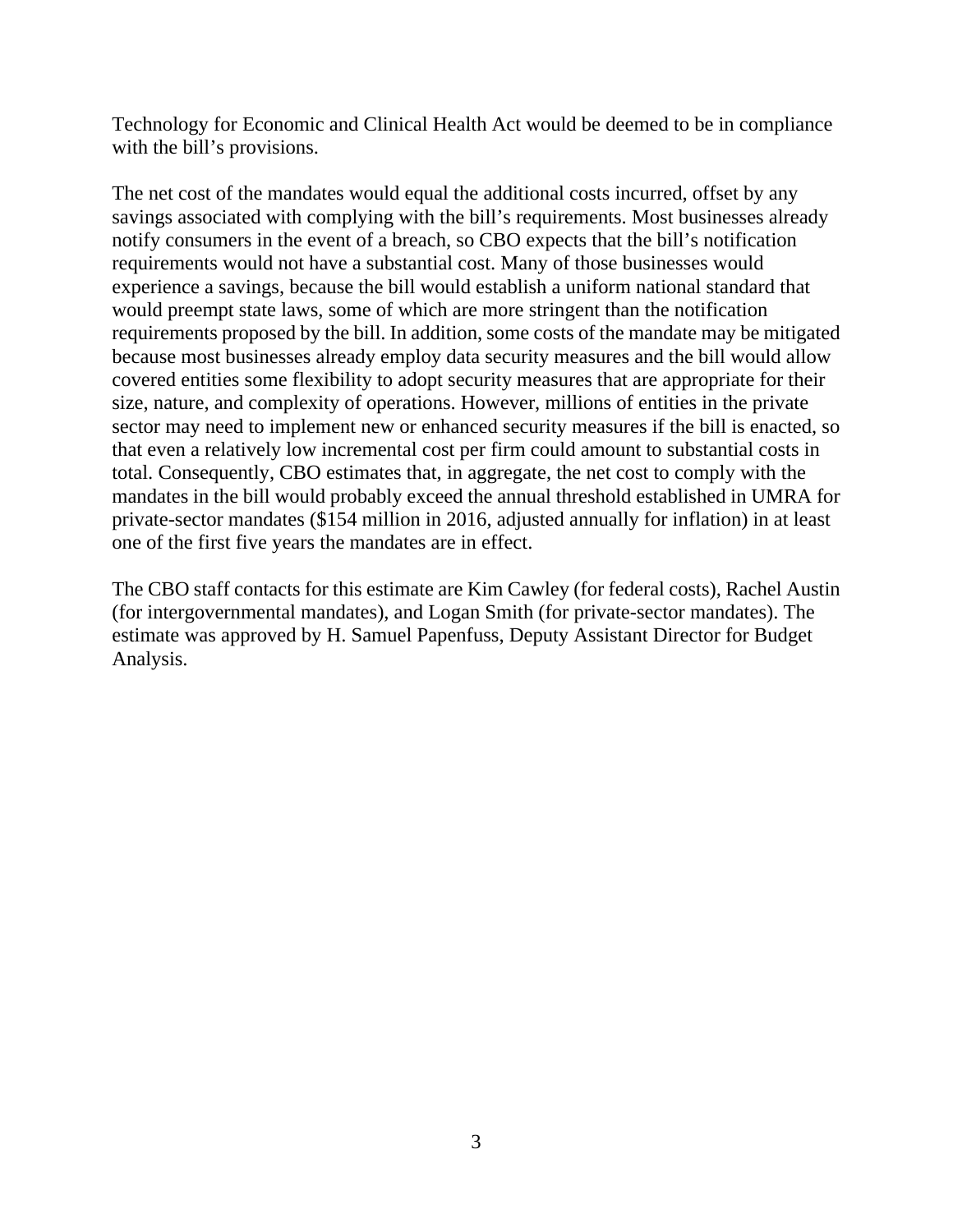Technology for Economic and Clinical Health Act would be deemed to be in compliance with the bill's provisions.

The net cost of the mandates would equal the additional costs incurred, offset by any savings associated with complying with the bill's requirements. Most businesses already notify consumers in the event of a breach, so CBO expects that the bill's notification requirements would not have a substantial cost. Many of those businesses would experience a savings, because the bill would establish a uniform national standard that would preempt state laws, some of which are more stringent than the notification requirements proposed by the bill. In addition, some costs of the mandate may be mitigated because most businesses already employ data security measures and the bill would allow covered entities some flexibility to adopt security measures that are appropriate for their size, nature, and complexity of operations. However, millions of entities in the private sector may need to implement new or enhanced security measures if the bill is enacted, so that even a relatively low incremental cost per firm could amount to substantial costs in total. Consequently, CBO estimates that, in aggregate, the net cost to comply with the mandates in the bill would probably exceed the annual threshold established in UMRA for private-sector mandates ($154 million in 2016, adjusted annually for inflation) in at least one of the first five years the mandates are in effect.

The CBO staff contacts for this estimate are Kim Cawley (for federal costs), Rachel Austin (for intergovernmental mandates), and Logan Smith (for private-sector mandates). The estimate was approved by H. Samuel Papenfuss, Deputy Assistant Director for Budget Analysis.